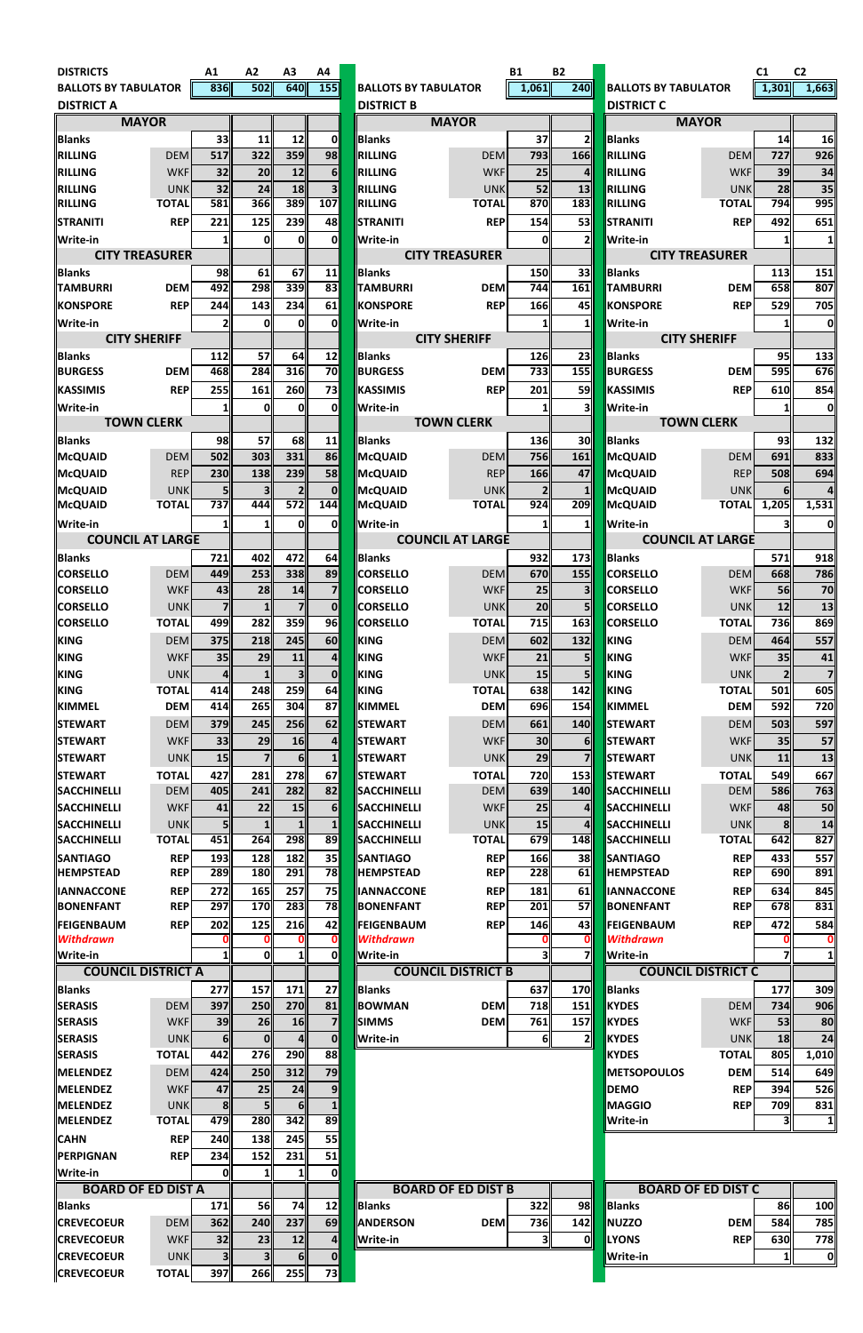## District A

| DISTRICTS | | A1 | A2 | A3 | A4 |
|---|---|---|---|---|---|
| BALLOTS BY TABULATOR | | 836 | 502 | 640 | 155 |
| **MAYOR** | | | | | |
| Blanks | | 33 | 11 | 12 | 0 |
| RILLING | DEM | 517 | 322 | 359 | 98 |
| RILLING | WKF | 32 | 20 | 12 | 6 |
| RILLING | UNK | 32 | 24 | 18 | 3 |
| RILLING | TOTAL | 581 | 366 | 389 | 107 |
| STRANITI | REP | 221 | 125 | 239 | 48 |
| Write-in | | 1 | 0 | 0 | 0 |
| **CITY TREASURER** | | | | | |
| Blanks | | 98 | 61 | 67 | 11 |
| TAMBURRI | DEM | 492 | 298 | 339 | 83 |
| KONSPORE | REP | 244 | 143 | 234 | 61 |
| Write-in | | 2 | 0 | 0 | 0 |
| **CITY SHERIFF** | | | | | |
| Blanks | | 112 | 57 | 64 | 12 |
| BURGESS | DEM | 468 | 284 | 316 | 70 |
| KASSIMIS | REP | 255 | 161 | 260 | 73 |
| Write-in | | 1 | 0 | 0 | 0 |
| **TOWN CLERK** | | | | | |
| Blanks | | 98 | 57 | 68 | 11 |
| McQUAID | DEM | 502 | 303 | 331 | 86 |
| McQUAID | REP | 230 | 138 | 239 | 58 |
| McQUAID | UNK | 5 | 3 | 2 | 0 |
| McQUAID | TOTAL | 737 | 444 | 572 | 144 |
| Write-in | | 1 | 1 | 0 | 0 |
| **COUNCIL AT LARGE** | | | | | |
| Blanks | | 721 | 402 | 472 | 64 |
| CORSELLO | DEM | 449 | 253 | 338 | 89 |
| CORSELLO | WKF | 43 | 28 | 14 | 7 |
| CORSELLO | UNK | 7 | 1 | 7 | 0 |
| CORSELLO | TOTAL | 499 | 282 | 359 | 96 |
| KING | DEM | 375 | 218 | 245 | 60 |
| KING | WKF | 35 | 29 | 11 | 4 |
| KING | UNK | 4 | 1 | 3 | 0 |
| KING | TOTAL | 414 | 248 | 259 | 64 |
| KIMMEL | DEM | 414 | 265 | 304 | 87 |
| STEWART | DEM | 379 | 245 | 256 | 62 |
| STEWART | WKF | 33 | 29 | 16 | 4 |
| STEWART | UNK | 15 | 7 | 6 | 1 |
| STEWART | TOTAL | 427 | 281 | 278 | 67 |
| SACCHINELLI | DEM | 405 | 241 | 282 | 82 |
| SACCHINELLI | WKF | 41 | 22 | 15 | 6 |
| SACCHINELLI | UNK | 5 | 1 | 1 | 1 |
| SACCHINELLI | TOTAL | 451 | 264 | 298 | 89 |
| SANTIAGO | REP | 193 | 128 | 182 | 35 |
| HEMPSTEAD | REP | 289 | 180 | 291 | 78 |
| IANNACCONE | REP | 272 | 165 | 257 | 75 |
| BONENFANT | REP | 297 | 170 | 283 | 78 |
| FEIGENBAUM | REP | 202 | 125 | 216 | 42 |
| *Withdrawn* | | 0 | 0 | 0 | 0 |
| Write-in | | 1 | 0 | 1 | 0 |
| **COUNCIL DISTRICT A** | | | | | |
| Blanks | | 277 | 157 | 171 | 27 |
| SERASIS | DEM | 397 | 250 | 270 | 81 |
| SERASIS | WKF | 39 | 26 | 16 | 7 |
| SERASIS | UNK | 6 | 0 | 4 | 0 |
| SERASIS | TOTAL | 442 | 276 | 290 | 88 |
| MELENDEZ | DEM | 424 | 250 | 312 | 79 |
| MELENDEZ | WKF | 47 | 25 | 24 | 9 |
| MELENDEZ | UNK | 8 | 5 | 6 | 1 |
| MELENDEZ | TOTAL | 479 | 280 | 342 | 89 |
| CAHN | REP | 240 | 138 | 245 | 55 |
| PERPIGNAN | REP | 234 | 152 | 231 | 51 |
| Write-in | | 0 | 1 | 1 | 0 |
| **BOARD OF ED DIST A** | | | | | |
| Blanks | | 171 | 56 | 74 | 12 |
| CREVECOEUR | DEM | 362 | 240 | 237 | 69 |
| CREVECOEUR | WKF | 32 | 23 | 12 | 4 |
| CREVECOEUR | UNK | 3 | 3 | 6 | 0 |
| CREVECOEUR | TOTAL | 397 | 266 | 255 | 73 |

## District B

| | | B1 | B2 |
|---|---|---|---|
| BALLOTS BY TABULATOR | | 1,061 | 240 |
| **MAYOR** | | | |
| Blanks | | 37 | 2 |
| RILLING | DEM | 793 | 166 |
| RILLING | WKF | 25 | 4 |
| RILLING | UNK | 52 | 13 |
| RILLING | TOTAL | 870 | 183 |
| STRANITI | REP | 154 | 53 |
| Write-in | | 0 | 2 |
| **CITY TREASURER** | | | |
| Blanks | | 150 | 33 |
| TAMBURRI | DEM | 744 | 161 |
| KONSPORE | REP | 166 | 45 |
| Write-in | | 1 | 1 |
| **CITY SHERIFF** | | | |
| Blanks | | 126 | 23 |
| BURGESS | DEM | 733 | 155 |
| KASSIMIS | REP | 201 | 59 |
| Write-in | | 1 | 3 |
| **TOWN CLERK** | | | |
| Blanks | | 136 | 30 |
| McQUAID | DEM | 756 | 161 |
| McQUAID | REP | 166 | 47 |
| McQUAID | UNK | 2 | 1 |
| McQUAID | TOTAL | 924 | 209 |
| Write-in | | 1 | 1 |
| **COUNCIL AT LARGE** | | | |
| Blanks | | 932 | 173 |
| CORSELLO | DEM | 670 | 155 |
| CORSELLO | WKF | 25 | 3 |
| CORSELLO | UNK | 20 | 5 |
| CORSELLO | TOTAL | 715 | 163 |
| KING | DEM | 602 | 132 |
| KING | WKF | 21 | 5 |
| KING | UNK | 15 | 5 |
| KING | TOTAL | 638 | 142 |
| KIMMEL | DEM | 696 | 154 |
| STEWART | DEM | 661 | 140 |
| STEWART | WKF | 30 | 6 |
| STEWART | UNK | 29 | 7 |
| STEWART | TOTAL | 720 | 153 |
| SACCHINELLI | DEM | 639 | 140 |
| SACCHINELLI | WKF | 25 | 4 |
| SACCHINELLI | UNK | 15 | 4 |
| SACCHINELLI | TOTAL | 679 | 148 |
| SANTIAGO | REP | 166 | 38 |
| HEMPSTEAD | REP | 228 | 61 |
| IANNACCONE | REP | 181 | 61 |
| BONENFANT | REP | 201 | 57 |
| FEIGENBAUM | REP | 146 | 43 |
| *Withdrawn* | | 0 | 0 |
| Write-in | | 3 | 7 |
| **COUNCIL DISTRICT B** | | | |
| Blanks | | 637 | 170 |
| BOWMAN | DEM | 718 | 151 |
| SIMMS | DEM | 761 | 157 |
| Write-in | | 6 | 2 |
| **BOARD OF ED DIST B** | | | |
| Blanks | | 322 | 98 |
| ANDERSON | DEM | 736 | 142 |
| Write-in | | 3 | 0 |

## District C

| | | C1 | C2 |
|---|---|---|---|
| BALLOTS BY TABULATOR | | 1,301 | 1,663 |
| **MAYOR** | | | |
| Blanks | | 14 | 16 |
| RILLING | DEM | 727 | 926 |
| RILLING | WKF | 39 | 34 |
| RILLING | UNK | 28 | 35 |
| RILLING | TOTAL | 794 | 995 |
| STRANITI | REP | 492 | 651 |
| Write-in | | 1 | 1 |
| **CITY TREASURER** | | | |
| Blanks | | 113 | 151 |
| TAMBURRI | DEM | 658 | 807 |
| KONSPORE | REP | 529 | 705 |
| Write-in | | 1 | 0 |
| **CITY SHERIFF** | | | |
| Blanks | | 95 | 133 |
| BURGESS | DEM | 595 | 676 |
| KASSIMIS | REP | 610 | 854 |
| Write-in | | 1 | 0 |
| **TOWN CLERK** | | | |
| Blanks | | 93 | 132 |
| McQUAID | DEM | 691 | 833 |
| McQUAID | REP | 508 | 694 |
| McQUAID | UNK | 6 | 4 |
| McQUAID | TOTAL | 1,205 | 1,531 |
| Write-in | | 3 | 0 |
| **COUNCIL AT LARGE** | | | |
| Blanks | | 571 | 918 |
| CORSELLO | DEM | 668 | 786 |
| CORSELLO | WKF | 56 | 70 |
| CORSELLO | UNK | 12 | 13 |
| CORSELLO | TOTAL | 736 | 869 |
| KING | DEM | 464 | 557 |
| KING | WKF | 35 | 41 |
| KING | UNK | 2 | 7 |
| KING | TOTAL | 501 | 605 |
| KIMMEL | DEM | 592 | 720 |
| STEWART | DEM | 503 | 597 |
| STEWART | WKF | 35 | 57 |
| STEWART | UNK | 11 | 13 |
| STEWART | TOTAL | 549 | 667 |
| SACCHINELLI | DEM | 586 | 763 |
| SACCHINELLI | WKF | 48 | 50 |
| SACCHINELLI | UNK | 8 | 14 |
| SACCHINELLI | TOTAL | 642 | 827 |
| SANTIAGO | REP | 433 | 557 |
| HEMPSTEAD | REP | 690 | 891 |
| IANNACCONE | REP | 634 | 845 |
| BONENFANT | REP | 678 | 831 |
| FEIGENBAUM | REP | 472 | 584 |
| *Withdrawn* | | 0 | 0 |
| Write-in | | 7 | 1 |
| **COUNCIL DISTRICT C** | | | |
| Blanks | | 177 | 309 |
| KYDES | DEM | 734 | 906 |
| KYDES | WKF | 53 | 80 |
| KYDES | UNK | 18 | 24 |
| KYDES | TOTAL | 805 | 1,010 |
| METSOPOULOS | DEM | 514 | 649 |
| DEMO | REP | 394 | 526 |
| MAGGIO | REP | 709 | 831 |
| Write-in | | 3 | 1 |
| **BOARD OF ED DIST C** | | | |
| Blanks | | 86 | 100 |
| NUZZO | DEM | 584 | 785 |
| LYONS | REP | 630 | 778 |
| Write-in | | 1 | 0 |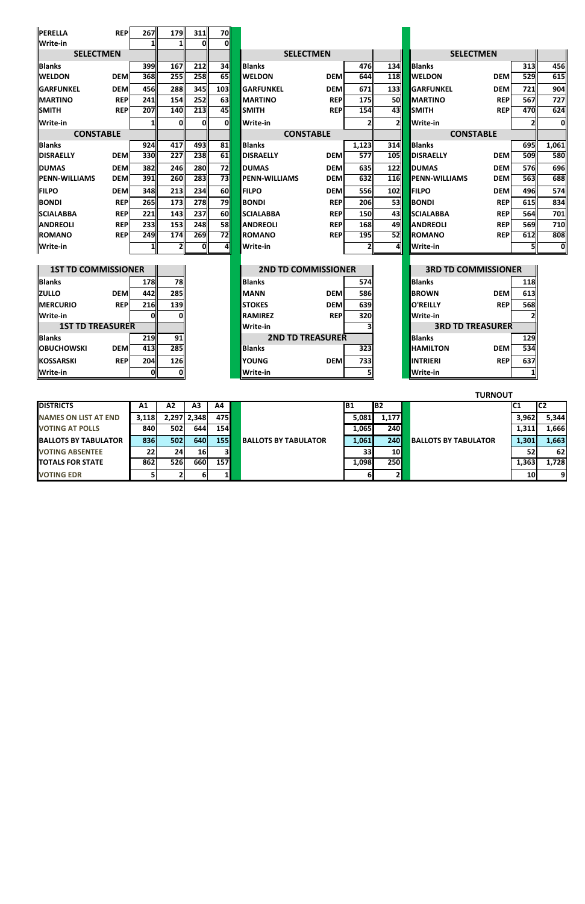| | | A1 | A2 | A3 | A4 |
|---|---|---|---|---|---|
| PERELLA | REP | 267 | 179 | 311 | 70 |
| Write-in | | 1 | 1 | 0 | 0 |
| **SELECTMEN** | | | | | |
| Blanks | | 399 | 167 | 212 | 34 |
| WELDON | DEM | 368 | 255 | 258 | 65 |
| GARFUNKEL | DEM | 456 | 288 | 345 | 103 |
| MARTINO | REP | 241 | 154 | 252 | 63 |
| SMITH | REP | 207 | 140 | 213 | 45 |
| Write-in | | 1 | 0 | 0 | 0 |
| **CONSTABLE** | | | | | |
| Blanks | | 924 | 417 | 493 | 81 |
| DISRAELLY | DEM | 330 | 227 | 238 | 61 |
| DUMAS | DEM | 382 | 246 | 280 | 72 |
| PENN-WILLIAMS | DEM | 391 | 260 | 283 | 73 |
| FILPO | DEM | 348 | 213 | 234 | 60 |
| BONDI | REP | 265 | 173 | 278 | 79 |
| SCIALABBA | REP | 221 | 143 | 237 | 60 |
| ANDREOLI | REP | 233 | 153 | 248 | 58 |
| ROMANO | REP | 249 | 174 | 269 | 72 |
| Write-in | | 1 | 2 | 0 | 4 |

| **SELECTMEN** | | B1 | B2 |
|---|---|---|---|
| Blanks | | 476 | 134 |
| WELDON | DEM | 644 | 118 |
| GARFUNKEL | DEM | 671 | 133 |
| MARTINO | REP | 175 | 50 |
| SMITH | REP | 154 | 43 |
| Write-in | | 2 | 2 |
| **CONSTABLE** | | | |
| Blanks | | 1,123 | 314 |
| DISRAELLY | DEM | 577 | 105 |
| DUMAS | DEM | 635 | 122 |
| PENN-WILLIAMS | DEM | 632 | 116 |
| FILPO | DEM | 556 | 102 |
| BONDI | REP | 206 | 53 |
| SCIALABBA | REP | 150 | 43 |
| ANDREOLI | REP | 168 | 49 |
| ROMANO | REP | 195 | 52 |
| Write-in | | 2 | 4 |

| **SELECTMEN** | | C1 | C2 |
|---|---|---|---|
| Blanks | | 313 | 456 |
| WELDON | DEM | 529 | 615 |
| GARFUNKEL | DEM | 721 | 904 |
| MARTINO | REP | 567 | 727 |
| SMITH | REP | 470 | 624 |
| Write-in | | 2 | 0 |
| **CONSTABLE** | | | |
| Blanks | | 695 | 1,061 |
| DISRAELLY | DEM | 509 | 580 |
| DUMAS | DEM | 576 | 696 |
| PENN-WILLIAMS | DEM | 563 | 688 |
| FILPO | DEM | 496 | 574 |
| BONDI | REP | 615 | 834 |
| SCIALABBA | REP | 564 | 701 |
| ANDREOLI | REP | 569 | 710 |
| ROMANO | REP | 612 | 808 |
| Write-in | | 5 | 0 |

| **1ST TD COMMISSIONER** | | A1 | A2 |
|---|---|---|---|
| Blanks | | 178 | 78 |
| ZULLO | DEM | 442 | 285 |
| MERCURIO | REP | 216 | 139 |
| Write-in | | 0 | 0 |
| **1ST TD TREASURER** | | | |
| Blanks | | 219 | 91 |
| OBUCHOWSKI | DEM | 413 | 285 |
| KOSSARSKI | REP | 204 | 126 |
| Write-in | | 0 | 0 |

| **2ND TD COMMISSIONER** | | |
|---|---|---|
| Blanks | | 574 |
| MANN | DEM | 586 |
| STOKES | DEM | 639 |
| RAMIREZ | REP | 320 |
| Write-in | | 3 |
| **2ND TD TREASURER** | | |
| Blanks | | 323 |
| YOUNG | DEM | 733 |
| Write-in | | 5 |

| **3RD TD COMMISSIONER** | | |
|---|---|---|
| Blanks | | 118 |
| BROWN | DEM | 613 |
| O'REILLY | REP | 568 |
| Write-in | | 2 |
| **3RD TD TREASURER** | | |
| Blanks | | 129 |
| HAMILTON | DEM | 534 |
| INTRIERI | REP | 637 |
| Write-in | | 1 |

**TURNOUT**

| DISTRICTS | A1 | A2 | A3 | A4 | B1 | B2 | C1 | C2 |
|---|---|---|---|---|---|---|---|---|
| NAMES ON LIST AT END | 3,118 | 2,297 | 2,348 | 475 | 5,081 | 1,177 | 3,962 | 5,344 |
| VOTING AT POLLS | 840 | 502 | 644 | 154 | 1,065 | 240 | 1,311 | 1,666 |
| BALLOTS BY TABULATOR | 836 | 502 | 640 | 155 | 1,061 | 240 | 1,301 | 1,663 |
| VOTING ABSENTEE | 22 | 24 | 16 | 3 | 33 | 10 | 52 | 62 |
| TOTALS FOR STATE | 862 | 526 | 660 | 157 | 1,098 | 250 | 1,363 | 1,728 |
| VOTING EDR | 5 | 2 | 6 | 1 | 6 | 2 | 10 | 9 |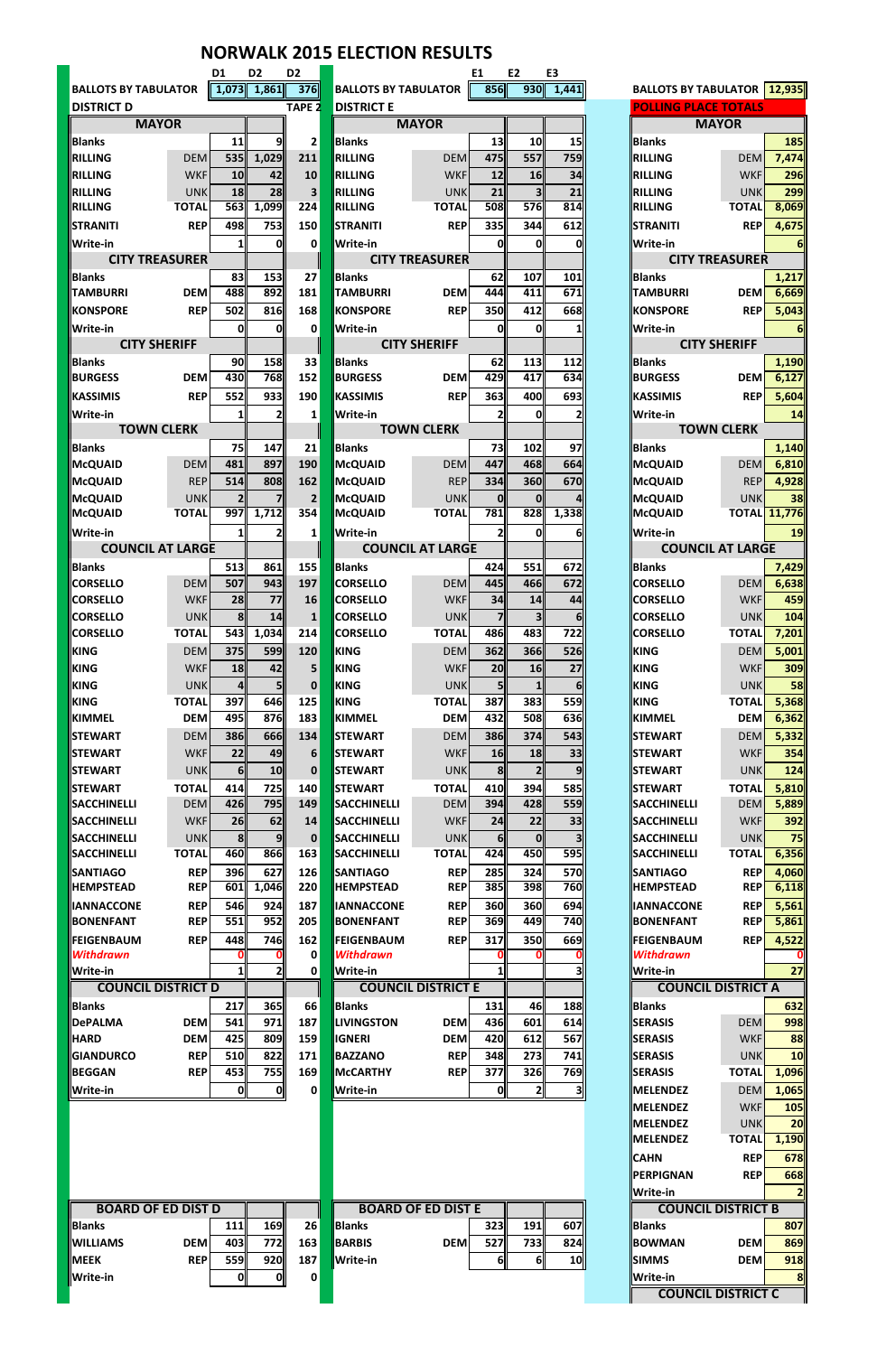# NORWALK 2015 ELECTION RESULTS

## District D

| BALLOTS BY TABULATOR | | D1 | D2 | D2 |
|---|---|---|---|---|
| | | 1,073 | 1,861 | 376 |
| DISTRICT D | | | | TAPE 2 |
| **MAYOR** | | | | |
| Blanks | | 11 | 9 | 2 |
| RILLING | DEM | 535 | 1,029 | 211 |
| RILLING | WKF | 10 | 42 | 10 |
| RILLING | UNK | 18 | 28 | 3 |
| RILLING | TOTAL | 563 | 1,099 | 224 |
| STRANITI | REP | 498 | 753 | 150 |
| Write-in | | 1 | 0 | 0 |
| **CITY TREASURER** | | | | |
| Blanks | | 83 | 153 | 27 |
| TAMBURRI | DEM | 488 | 892 | 181 |
| KONSPORE | REP | 502 | 816 | 168 |
| Write-in | | 0 | 0 | 0 |
| **CITY SHERIFF** | | | | |
| Blanks | | 90 | 158 | 33 |
| BURGESS | DEM | 430 | 768 | 152 |
| KASSIMIS | REP | 552 | 933 | 190 |
| Write-in | | 1 | 2 | 1 |
| **TOWN CLERK** | | | | |
| Blanks | | 75 | 147 | 21 |
| McQUAID | DEM | 481 | 897 | 190 |
| McQUAID | REP | 514 | 808 | 162 |
| McQUAID | UNK | 2 | 7 | 2 |
| McQUAID | TOTAL | 997 | 1,712 | 354 |
| Write-in | | 1 | 2 | 1 |
| **COUNCIL AT LARGE** | | | | |
| Blanks | | 513 | 861 | 155 |
| CORSELLO | DEM | 507 | 943 | 197 |
| CORSELLO | WKF | 28 | 77 | 16 |
| CORSELLO | UNK | 8 | 14 | 1 |
| CORSELLO | TOTAL | 543 | 1,034 | 214 |
| KING | DEM | 375 | 599 | 120 |
| KING | WKF | 18 | 42 | 5 |
| KING | UNK | 4 | 5 | 0 |
| KING | TOTAL | 397 | 646 | 125 |
| KIMMEL | DEM | 495 | 876 | 183 |
| STEWART | DEM | 386 | 666 | 134 |
| STEWART | WKF | 22 | 49 | 6 |
| STEWART | UNK | 6 | 10 | 0 |
| STEWART | TOTAL | 414 | 725 | 140 |
| SACCHINELLI | DEM | 426 | 795 | 149 |
| SACCHINELLI | WKF | 26 | 62 | 14 |
| SACCHINELLI | UNK | 8 | 9 | 0 |
| SACCHINELLI | TOTAL | 460 | 866 | 163 |
| SANTIAGO | REP | 396 | 627 | 126 |
| HEMPSTEAD | REP | 601 | 1,046 | 220 |
| IANNACCONE | REP | 546 | 924 | 187 |
| BONENFANT | REP | 551 | 952 | 205 |
| FEIGENBAUM | REP | 448 | 746 | 162 |
| *Withdrawn* | | 0 | 0 | 0 |
| Write-in | | 1 | 2 | 0 |
| **COUNCIL DISTRICT D** | | | | |
| Blanks | | 217 | 365 | 66 |
| DePALMA | DEM | 541 | 971 | 187 |
| HARD | DEM | 425 | 809 | 159 |
| GIANDURCO | REP | 510 | 822 | 171 |
| BEGGAN | REP | 453 | 755 | 169 |
| Write-in | | 0 | 0 | 0 |
| **BOARD OF ED DIST D** | | | | |
| Blanks | | 111 | 169 | 26 |
| WILLIAMS | DEM | 403 | 772 | 163 |
| MEEK | REP | 559 | 920 | 187 |
| Write-in | | 0 | 0 | 0 |

## District E

| BALLOTS BY TABULATOR | | E1 | E2 | E3 |
|---|---|---|---|---|
| | | 856 | 930 | 1,441 |
| DISTRICT E | | | | |
| **MAYOR** | | | | |
| Blanks | | 13 | 10 | 15 |
| RILLING | DEM | 475 | 557 | 759 |
| RILLING | WKF | 12 | 16 | 34 |
| RILLING | UNK | 21 | 3 | 21 |
| RILLING | TOTAL | 508 | 576 | 814 |
| STRANITI | REP | 335 | 344 | 612 |
| Write-in | | 0 | 0 | 0 |
| **CITY TREASURER** | | | | |
| Blanks | | 62 | 107 | 101 |
| TAMBURRI | DEM | 444 | 411 | 671 |
| KONSPORE | REP | 350 | 412 | 668 |
| Write-in | | 0 | 0 | 1 |
| **CITY SHERIFF** | | | | |
| Blanks | | 62 | 113 | 112 |
| BURGESS | DEM | 429 | 417 | 634 |
| KASSIMIS | REP | 363 | 400 | 693 |
| Write-in | | 2 | 0 | 2 |
| **TOWN CLERK** | | | | |
| Blanks | | 73 | 102 | 97 |
| McQUAID | DEM | 447 | 468 | 664 |
| McQUAID | REP | 334 | 360 | 670 |
| McQUAID | UNK | 0 | 0 | 4 |
| McQUAID | TOTAL | 781 | 828 | 1,338 |
| Write-in | | 2 | 0 | 6 |
| **COUNCIL AT LARGE** | | | | |
| Blanks | | 424 | 551 | 672 |
| CORSELLO | DEM | 445 | 466 | 672 |
| CORSELLO | WKF | 34 | 14 | 44 |
| CORSELLO | UNK | 7 | 3 | 6 |
| CORSELLO | TOTAL | 486 | 483 | 722 |
| KING | DEM | 362 | 366 | 526 |
| KING | WKF | 20 | 16 | 27 |
| KING | UNK | 5 | 1 | 6 |
| KING | TOTAL | 387 | 383 | 559 |
| KIMMEL | DEM | 432 | 508 | 636 |
| STEWART | DEM | 386 | 374 | 543 |
| STEWART | WKF | 16 | 18 | 33 |
| STEWART | UNK | 8 | 2 | 9 |
| STEWART | TOTAL | 410 | 394 | 585 |
| SACCHINELLI | DEM | 394 | 428 | 559 |
| SACCHINELLI | WKF | 24 | 22 | 33 |
| SACCHINELLI | UNK | 6 | 0 | 3 |
| SACCHINELLI | TOTAL | 424 | 450 | 595 |
| SANTIAGO | REP | 285 | 324 | 570 |
| HEMPSTEAD | REP | 385 | 398 | 760 |
| IANNACCONE | REP | 360 | 360 | 694 |
| BONENFANT | REP | 369 | 449 | 740 |
| FEIGENBAUM | REP | 317 | 350 | 669 |
| *Withdrawn* | | 0 | 0 | 0 |
| Write-in | | 1 | | 3 |
| **COUNCIL DISTRICT E** | | | | |
| Blanks | | 131 | 46 | 188 |
| LIVINGSTON | DEM | 436 | 601 | 614 |
| IGNERI | DEM | 420 | 612 | 567 |
| BAZZANO | REP | 348 | 273 | 741 |
| McCARTHY | REP | 377 | 326 | 769 |
| Write-in | | 0 | 2 | 3 |
| **BOARD OF ED DIST E** | | | | |
| Blanks | | 323 | 191 | 607 |
| BARBIS | DEM | 527 | 733 | 824 |
| Write-in | | 6 | 6 | 10 |

## Polling Place Totals

| BALLOTS BY TABULATOR | | 12,935 |
|---|---|---|
| **POLLING PLACE TOTALS** | | |
| **MAYOR** | | |
| Blanks | | 185 |
| RILLING | DEM | 7,474 |
| RILLING | WKF | 296 |
| RILLING | UNK | 299 |
| RILLING | TOTAL | 8,069 |
| STRANITI | REP | 4,675 |
| Write-in | | 6 |
| **CITY TREASURER** | | |
| Blanks | | 1,217 |
| TAMBURRI | DEM | 6,669 |
| KONSPORE | REP | 5,043 |
| Write-in | | 6 |
| **CITY SHERIFF** | | |
| Blanks | | 1,190 |
| BURGESS | DEM | 6,127 |
| KASSIMIS | REP | 5,604 |
| Write-in | | 14 |
| **TOWN CLERK** | | |
| Blanks | | 1,140 |
| McQUAID | DEM | 6,810 |
| McQUAID | REP | 4,928 |
| McQUAID | UNK | 38 |
| McQUAID | TOTAL | 11,776 |
| Write-in | | 19 |
| **COUNCIL AT LARGE** | | |
| Blanks | | 7,429 |
| CORSELLO | DEM | 6,638 |
| CORSELLO | WKF | 459 |
| CORSELLO | UNK | 104 |
| CORSELLO | TOTAL | 7,201 |
| KING | DEM | 5,001 |
| KING | WKF | 309 |
| KING | UNK | 58 |
| KING | TOTAL | 5,368 |
| KIMMEL | DEM | 6,362 |
| STEWART | DEM | 5,332 |
| STEWART | WKF | 354 |
| STEWART | UNK | 124 |
| STEWART | TOTAL | 5,810 |
| SACCHINELLI | DEM | 5,889 |
| SACCHINELLI | WKF | 392 |
| SACCHINELLI | UNK | 75 |
| SACCHINELLI | TOTAL | 6,356 |
| SANTIAGO | REP | 4,060 |
| HEMPSTEAD | REP | 6,118 |
| IANNACCONE | REP | 5,561 |
| BONENFANT | REP | 5,861 |
| FEIGENBAUM | REP | 4,522 |
| *Withdrawn* | | 0 |
| Write-in | | 27 |
| **COUNCIL DISTRICT A** | | |
| Blanks | | 632 |
| SERASIS | DEM | 998 |
| SERASIS | WKF | 88 |
| SERASIS | UNK | 10 |
| SERASIS | TOTAL | 1,096 |
| MELENDEZ | DEM | 1,065 |
| MELENDEZ | WKF | 105 |
| MELENDEZ | UNK | 20 |
| MELENDEZ | TOTAL | 1,190 |
| CAHN | REP | 678 |
| PERPIGNAN | REP | 668 |
| Write-in | | 2 |
| **COUNCIL DISTRICT B** | | |
| Blanks | | 807 |
| BOWMAN | DEM | 869 |
| SIMMS | DEM | 918 |
| Write-in | | 8 |
| **COUNCIL DISTRICT C** | | |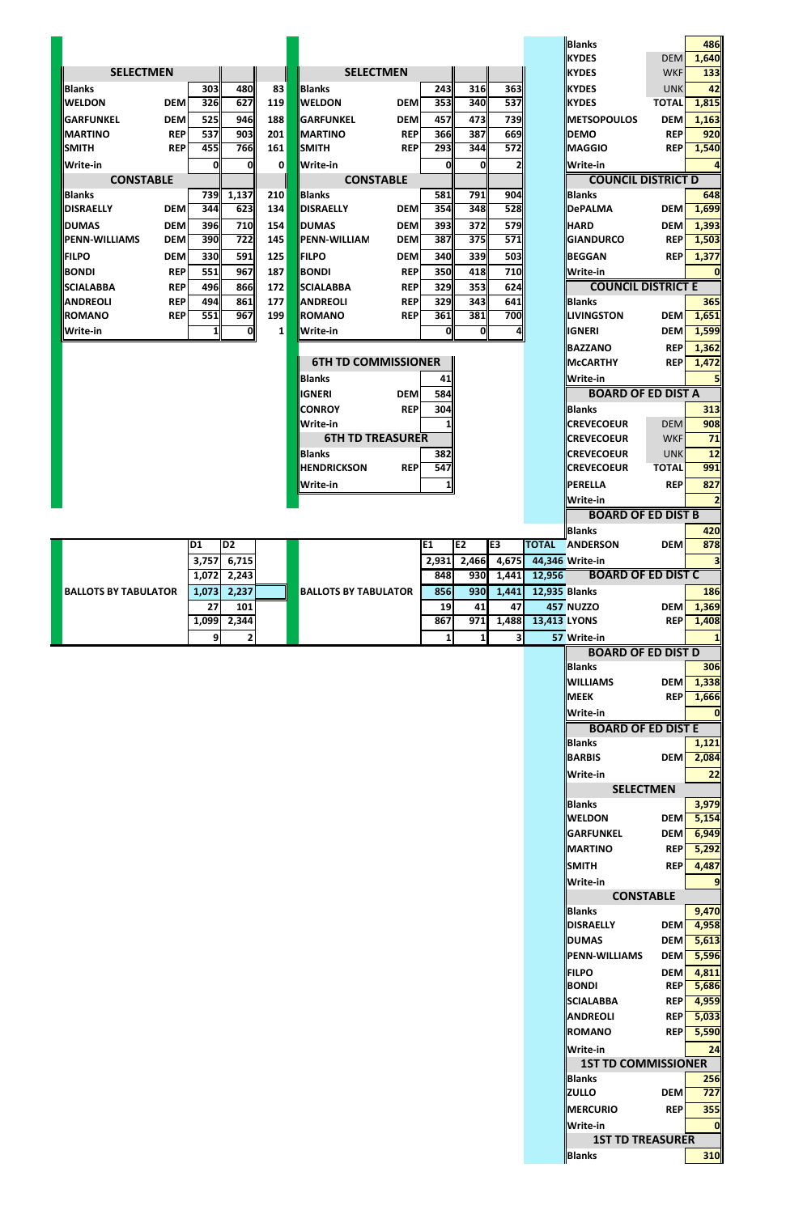## SELECTMEN

| | | | | |
|---|---|---|---|---|
| Blanks | | 303 | 480 | 83 |
| WELDON | DEM | 326 | 627 | 119 |
| GARFUNKEL | DEM | 525 | 946 | 188 |
| MARTINO | REP | 537 | 903 | 201 |
| SMITH | REP | 455 | 766 | 161 |
| Write-in | | 0 | 0 | 0 |

## CONSTABLE

| | | | | |
|---|---|---|---|---|
| Blanks | | 739 | 1,137 | 210 |
| DISRAELLY | DEM | 344 | 623 | 134 |
| DUMAS | DEM | 396 | 710 | 154 |
| PENN-WILLIAMS | DEM | 390 | 722 | 145 |
| FILPO | DEM | 330 | 591 | 125 |
| BONDI | REP | 551 | 967 | 187 |
| SCIALABBA | REP | 496 | 866 | 172 |
| ANDREOLI | REP | 494 | 861 | 177 |
| ROMANO | REP | 551 | 967 | 199 |
| Write-in | | 1 | 0 | 1 |

## SELECTMEN

| | | | | |
|---|---|---|---|---|
| Blanks | | 243 | 316 | 363 |
| WELDON | DEM | 353 | 340 | 537 |
| GARFUNKEL | DEM | 457 | 473 | 739 |
| MARTINO | REP | 366 | 387 | 669 |
| SMITH | REP | 293 | 344 | 572 |
| Write-in | | 0 | 0 | 2 |

## CONSTABLE

| | | | | |
|---|---|---|---|---|
| Blanks | | 581 | 791 | 904 |
| DISRAELLY | DEM | 354 | 348 | 528 |
| DUMAS | DEM | 393 | 372 | 579 |
| PENN-WILLIAM | DEM | 387 | 375 | 571 |
| FILPO | DEM | 340 | 339 | 503 |
| BONDI | REP | 350 | 418 | 710 |
| SCIALABBA | REP | 329 | 353 | 624 |
| ANDREOLI | REP | 329 | 343 | 641 |
| ROMANO | REP | 361 | 381 | 700 |
| Write-in | | 0 | 0 | 4 |

## 6TH TD COMMISSIONER

| | | |
|---|---|---|
| Blanks | | 41 |
| IGNERI | DEM | 584 |
| CONROY | REP | 304 |
| Write-in | | 1 |

## 6TH TD TREASURER

| | | |
|---|---|---|
| Blanks | | 382 |
| HENDRICKSON | REP | 547 |
| Write-in | | 1 |

## BALLOTS BY TABULATOR

| | D1 | D2 |
|---|---|---|
| | 3,757 | 6,715 |
| | 1,072 | 2,243 |
| BALLOTS BY TABULATOR | 1,073 | 2,237 |
| | 27 | 101 |
| | 1,099 | 2,344 |
| | 9 | 2 |

| | E1 | E2 | E3 | TOTAL |
|---|---|---|---|---|
| | 2,931 | 2,466 | 4,675 | 44,346 |
| | 848 | 930 | 1,441 | 12,956 |
| BALLOTS BY TABULATOR | 856 | 930 | 1,441 | 12,935 |
| | 19 | 41 | 47 | 457 |
| | 867 | 971 | 1,488 | 13,413 |
| | 1 | 1 | 3 | 57 |

## TOTALS

| | | |
|---|---|---|
| Blanks | | 486 |
| KYDES | DEM | 1,640 |
| KYDES | WKF | 133 |
| KYDES | UNK | 42 |
| KYDES | TOTAL | 1,815 |
| METSOPOULOS | DEM | 1,163 |
| DEMO | REP | 920 |
| MAGGIO | REP | 1,540 |
| Write-in | | 4 |

### COUNCIL DISTRICT D

| | | |
|---|---|---|
| Blanks | | 648 |
| DePALMA | DEM | 1,699 |
| HARD | DEM | 1,393 |
| GIANDURCO | REP | 1,503 |
| BEGGAN | REP | 1,377 |
| Write-in | | 0 |

### COUNCIL DISTRICT E

| | | |
|---|---|---|
| Blanks | | 365 |
| LIVINGSTON | DEM | 1,651 |
| IGNERI | DEM | 1,599 |
| BAZZANO | REP | 1,362 |
| McCARTHY | REP | 1,472 |
| Write-in | | 5 |

### BOARD OF ED DIST A

| | | |
|---|---|---|
| Blanks | | 313 |
| CREVECOEUR | DEM | 908 |
| CREVECOEUR | WKF | 71 |
| CREVECOEUR | UNK | 12 |
| CREVECOEUR | TOTAL | 991 |
| PERELLA | REP | 827 |
| Write-in | | 2 |

### BOARD OF ED DIST B

| | | |
|---|---|---|
| Blanks | | 420 |
| ANDERSON | DEM | 878 |
| Write-in | | 3 |

### BOARD OF ED DIST C

| | | |
|---|---|---|
| Blanks | | 186 |
| NUZZO | DEM | 1,369 |
| LYONS | REP | 1,408 |
| Write-in | | 1 |

### BOARD OF ED DIST D

| | | |
|---|---|---|
| Blanks | | 306 |
| WILLIAMS | DEM | 1,338 |
| MEEK | REP | 1,666 |
| Write-in | | 0 |

### BOARD OF ED DIST E

| | | |
|---|---|---|
| Blanks | | 1,121 |
| BARBIS | DEM | 2,084 |
| Write-in | | 22 |

### SELECTMEN

| | | |
|---|---|---|
| Blanks | | 3,979 |
| WELDON | DEM | 5,154 |
| GARFUNKEL | DEM | 6,949 |
| MARTINO | REP | 5,292 |
| SMITH | REP | 4,487 |
| Write-in | | 9 |

### CONSTABLE

| | | |
|---|---|---|
| Blanks | | 9,470 |
| DISRAELLY | DEM | 4,958 |
| DUMAS | DEM | 5,613 |
| PENN-WILLIAMS | DEM | 5,596 |
| FILPO | DEM | 4,811 |
| BONDI | REP | 5,686 |
| SCIALABBA | REP | 4,959 |
| ANDREOLI | REP | 5,033 |
| ROMANO | REP | 5,590 |
| Write-in | | 24 |

### 1ST TD COMMISSIONER

| | | |
|---|---|---|
| Blanks | | 256 |
| ZULLO | DEM | 727 |
| MERCURIO | REP | 355 |
| Write-in | | 0 |

### 1ST TD TREASURER

| | | |
|---|---|---|
| Blanks | | 310 |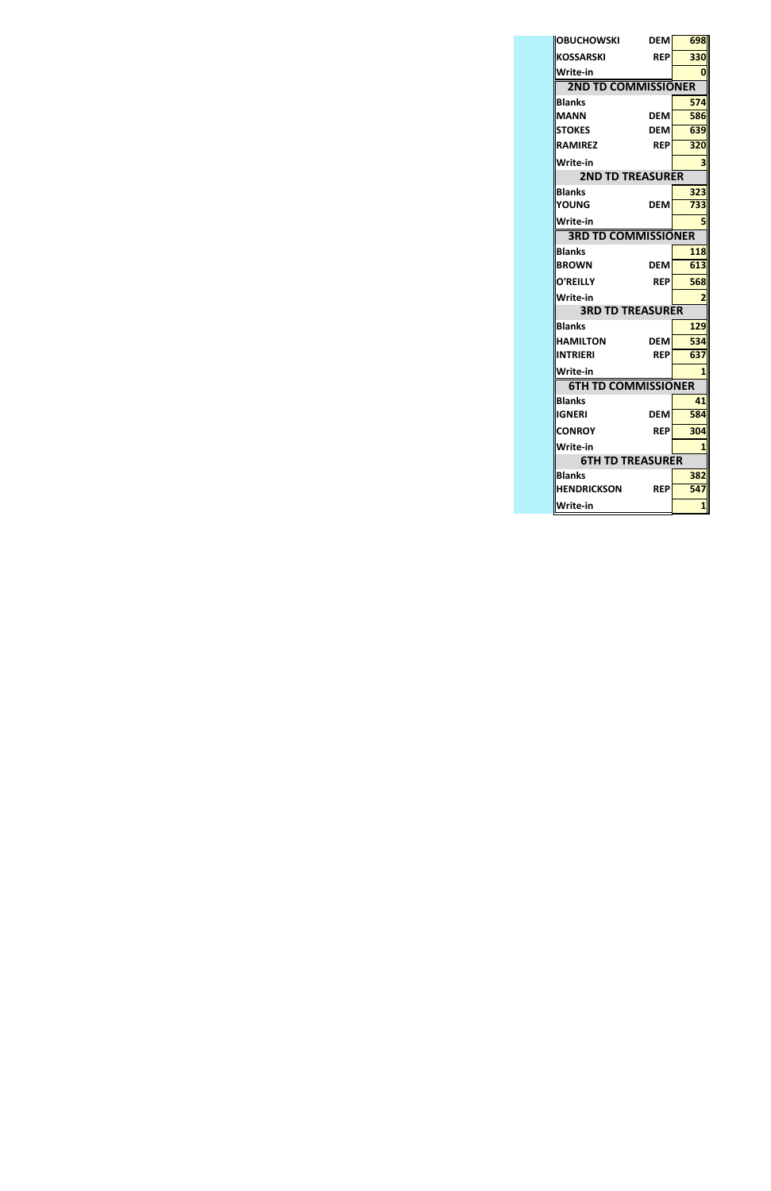| | | |
|---|---|---|
| OBUCHOWSKI | DEM | 698 |
| KOSSARSKI | REP | 330 |
| Write-in | | 0 |
| **2ND TD COMMISSIONER** | | |
| Blanks | | 574 |
| MANN | DEM | 586 |
| STOKES | DEM | 639 |
| RAMIREZ | REP | 320 |
| Write-in | | 3 |
| **2ND TD TREASURER** | | |
| Blanks | | 323 |
| YOUNG | DEM | 733 |
| Write-in | | 5 |
| **3RD TD COMMISSIONER** | | |
| Blanks | | 118 |
| BROWN | DEM | 613 |
| O'REILLY | REP | 568 |
| Write-in | | 2 |
| **3RD TD TREASURER** | | |
| Blanks | | 129 |
| HAMILTON | DEM | 534 |
| INTRIERI | REP | 637 |
| Write-in | | 1 |
| **6TH TD COMMISSIONER** | | |
| Blanks | | 41 |
| IGNERI | DEM | 584 |
| CONROY | REP | 304 |
| Write-in | | 1 |
| **6TH TD TREASURER** | | |
| Blanks | | 382 |
| HENDRICKSON | REP | 547 |
| Write-in | | 1 |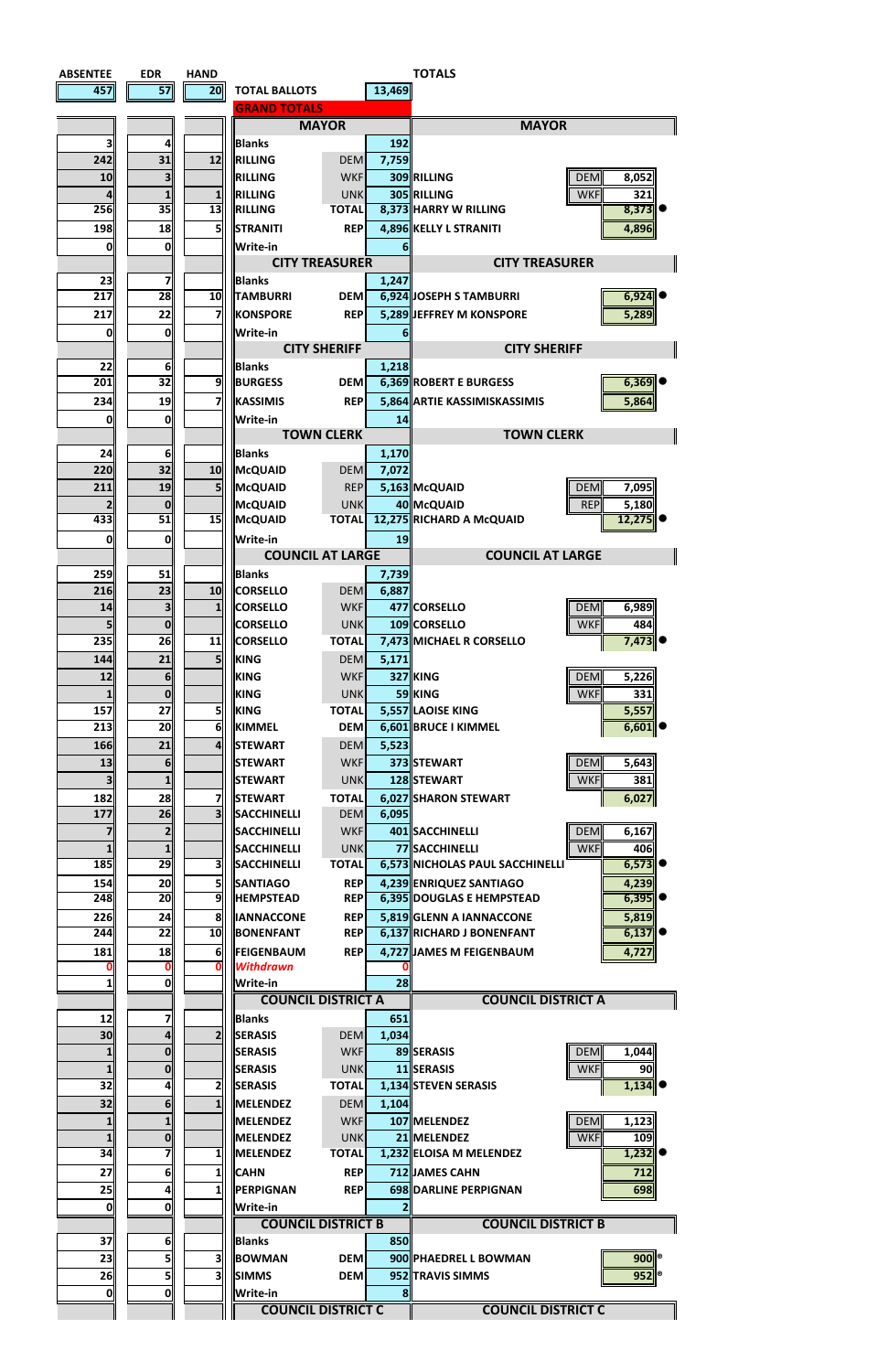| ABSENTEE | EDR | HAND | | | | TOTALS | | | |
|---|---|---|---|---|---|---|---|---|---|
| 457 | 57 | 20 | TOTAL BALLOTS | | 13,469 | | | | |
| | | | GRAND TOTALS | | | | | | |
| | | | **MAYOR** | | | **MAYOR** | | | |
| 3 | 4 | | Blanks | | 192 | | | | |
| 242 | 31 | 12 | RILLING | DEM | 7,759 | | | | |
| 10 | 3 | | RILLING | WKF | 309 | RILLING | DEM | 8,052 | |
| 4 | 1 | 1 | RILLING | UNK | 305 | RILLING | WKF | 321 | |
| 256 | 35 | 13 | RILLING | TOTAL | 8,373 | HARRY W RILLING | | 8,373 | ● |
| 198 | 18 | 5 | STRANITI | REP | 4,896 | KELLY L STRANITI | | 4,896 | |
| 0 | 0 | | Write-in | | 6 | | | | |
| | | | **CITY TREASURER** | | | **CITY TREASURER** | | | |
| 23 | 7 | | Blanks | | 1,247 | | | | |
| 217 | 28 | 10 | TAMBURRI | DEM | 6,924 | JOSEPH S TAMBURRI | | 6,924 | ● |
| 217 | 22 | 7 | KONSPORE | REP | 5,289 | JEFFREY M KONSPORE | | 5,289 | |
| 0 | 0 | | Write-in | | 6 | | | | |
| | | | **CITY SHERIFF** | | | **CITY SHERIFF** | | | |
| 22 | 6 | | Blanks | | 1,218 | | | | |
| 201 | 32 | 9 | BURGESS | DEM | 6,369 | ROBERT E BURGESS | | 6,369 | ● |
| 234 | 19 | 7 | KASSIMIS | REP | 5,864 | ARTIE KASSIMISKASSIMIS | | 5,864 | |
| 0 | 0 | | Write-in | | 14 | | | | |
| | | | **TOWN CLERK** | | | **TOWN CLERK** | | | |
| 24 | 6 | | Blanks | | 1,170 | | | | |
| 220 | 32 | 10 | McQUAID | DEM | 7,072 | | | | |
| 211 | 19 | 5 | McQUAID | REP | 5,163 | McQUAID | DEM | 7,095 | |
| 2 | 0 | | McQUAID | UNK | 40 | McQUAID | REP | 5,180 | |
| 433 | 51 | 15 | McQUAID | TOTAL | 12,275 | RICHARD A McQUAID | | 12,275 | ● |
| 0 | 0 | | Write-in | | 19 | | | | |
| | | | **COUNCIL AT LARGE** | | | **COUNCIL AT LARGE** | | | |
| 259 | 51 | | Blanks | | 7,739 | | | | |
| 216 | 23 | 10 | CORSELLO | DEM | 6,887 | | | | |
| 14 | 3 | 1 | CORSELLO | WKF | 477 | CORSELLO | DEM | 6,989 | |
| 5 | 0 | | CORSELLO | UNK | 109 | CORSELLO | WKF | 484 | |
| 235 | 26 | 11 | CORSELLO | TOTAL | 7,473 | MICHAEL R CORSELLO | | 7,473 | ● |
| 144 | 21 | 5 | KING | DEM | 5,171 | | | | |
| 12 | 6 | | KING | WKF | 327 | KING | DEM | 5,226 | |
| 1 | 0 | | KING | UNK | 59 | KING | WKF | 331 | |
| 157 | 27 | 5 | KING | TOTAL | 5,557 | LAOISE KING | | 5,557 | |
| 213 | 20 | 6 | KIMMEL | DEM | 6,601 | BRUCE I KIMMEL | | 6,601 | ● |
| 166 | 21 | 4 | STEWART | DEM | 5,523 | | | | |
| 13 | 6 | | STEWART | WKF | 373 | STEWART | DEM | 5,643 | |
| 3 | 1 | | STEWART | UNK | 128 | STEWART | WKF | 381 | |
| 182 | 28 | 7 | STEWART | TOTAL | 6,027 | SHARON STEWART | | 6,027 | |
| 177 | 26 | 3 | SACCHINELLI | DEM | 6,095 | | | | |
| 7 | 2 | | SACCHINELLI | WKF | 401 | SACCHINELLI | DEM | 6,167 | |
| 1 | 1 | | SACCHINELLI | UNK | 77 | SACCHINELLI | WKF | 406 | |
| 185 | 29 | 3 | SACCHINELLI | TOTAL | 6,573 | NICHOLAS PAUL SACCHINELLI | | 6,573 | ● |
| 154 | 20 | 5 | SANTIAGO | REP | 4,239 | ENRIQUEZ SANTIAGO | | 4,239 | |
| 248 | 20 | 9 | HEMPSTEAD | REP | 6,395 | DOUGLAS E HEMPSTEAD | | 6,395 | ● |
| 226 | 24 | 8 | IANNACCONE | REP | 5,819 | GLENN A IANNACCONE | | 5,819 | |
| 244 | 22 | 10 | BONENFANT | REP | 6,137 | RICHARD J BONENFANT | | 6,137 | ● |
| 181 | 18 | 6 | FEIGENBAUM | REP | 4,727 | JAMES M FEIGENBAUM | | 4,727 | |
| 0 | 0 | 0 | *Withdrawn* | | 0 | | | | |
| 1 | 0 | | Write-in | | 28 | | | | |
| | | | **COUNCIL DISTRICT A** | | | **COUNCIL DISTRICT A** | | | |
| 12 | 7 | | Blanks | | 651 | | | | |
| 30 | 4 | 2 | SERASIS | DEM | 1,034 | | | | |
| 1 | 0 | | SERASIS | WKF | 89 | SERASIS | DEM | 1,044 | |
| 1 | 0 | | SERASIS | UNK | 11 | SERASIS | WKF | 90 | |
| 32 | 4 | 2 | SERASIS | TOTAL | 1,134 | STEVEN SERASIS | | 1,134 | ● |
| 32 | 6 | 1 | MELENDEZ | DEM | 1,104 | | | | |
| 1 | 1 | | MELENDEZ | WKF | 107 | MELENDEZ | DEM | 1,123 | |
| 1 | 0 | | MELENDEZ | UNK | 21 | MELENDEZ | WKF | 109 | |
| 34 | 7 | 1 | MELENDEZ | TOTAL | 1,232 | ELOISA M MELENDEZ | | 1,232 | ● |
| 27 | 6 | 1 | CAHN | REP | 712 | JAMES CAHN | | 712 | |
| 25 | 4 | 1 | PERPIGNAN | REP | 698 | DARLINE PERPIGNAN | | 698 | |
| 0 | 0 | | Write-in | | 2 | | | | |
| | | | **COUNCIL DISTRICT B** | | | **COUNCIL DISTRICT B** | | | |
| 37 | 6 | | Blanks | | 850 | | | | |
| 23 | 5 | 3 | BOWMAN | DEM | 900 | PHAEDREL L BOWMAN | | 900 | ● |
| 26 | 5 | 3 | SIMMS | DEM | 952 | TRAVIS SIMMS | | 952 | ● |
| 0 | 0 | | Write-in | | 8 | | | | |
| | | | **COUNCIL DISTRICT C** | | | **COUNCIL DISTRICT C** | | | |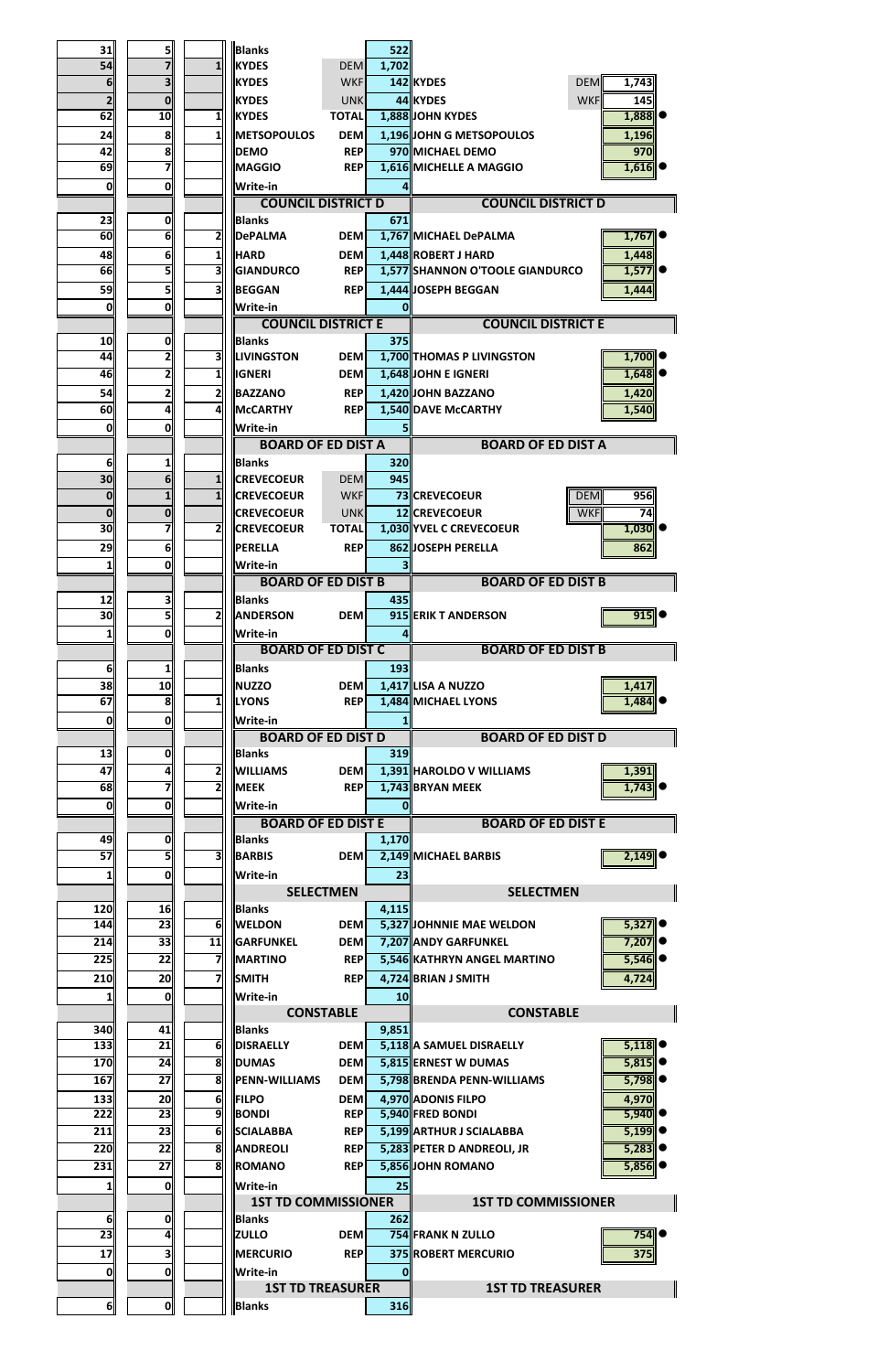| | | | Office / Candidate | Party | Total | Candidate | Party | Result | Elected |
|---|---|---|---|---|---|---|---|---|---|
| 31 | 5 | | Blanks | | 522 | | | | |
| 54 | 7 | 1 | KYDES | DEM | 1,702 | | | | |
| 6 | 3 | | KYDES | WKF | 142 | KYDES | DEM | 1,743 | |
| 2 | 0 | | KYDES | UNK | 44 | KYDES | WKF | 145 | |
| 62 | 10 | 1 | KYDES | TOTAL | 1,888 | JOHN KYDES | | 1,888 | ● |
| 24 | 8 | 1 | METSOPOULOS | DEM | 1,196 | JOHN G METSOPOULOS | | 1,196 | |
| 42 | 8 | | DEMO | REP | 970 | MICHAEL DEMO | | 970 | |
| 69 | 7 | | MAGGIO | REP | 1,616 | MICHELLE A MAGGIO | | 1,616 | ● |
| 0 | 0 | | Write-in | | 4 | | | | |
| | | | **COUNCIL DISTRICT D** | | | **COUNCIL DISTRICT D** | | | |
| 23 | 0 | | Blanks | | 671 | | | | |
| 60 | 6 | 2 | DePALMA | DEM | 1,767 | MICHAEL DePALMA | | 1,767 | ● |
| 48 | 6 | 1 | HARD | DEM | 1,448 | ROBERT J HARD | | 1,448 | |
| 66 | 5 | 3 | GIANDURCO | REP | 1,577 | SHANNON O'TOOLE GIANDURCO | | 1,577 | ● |
| 59 | 5 | 3 | BEGGAN | REP | 1,444 | JOSEPH BEGGAN | | 1,444 | |
| 0 | 0 | | Write-in | | 0 | | | | |
| | | | **COUNCIL DISTRICT E** | | | **COUNCIL DISTRICT E** | | | |
| 10 | 0 | | Blanks | | 375 | | | | |
| 44 | 2 | 3 | LIVINGSTON | DEM | 1,700 | THOMAS P LIVINGSTON | | 1,700 | ● |
| 46 | 2 | 1 | IGNERI | DEM | 1,648 | JOHN E IGNERI | | 1,648 | ● |
| 54 | 2 | 2 | BAZZANO | REP | 1,420 | JOHN BAZZANO | | 1,420 | |
| 60 | 4 | 4 | McCARTHY | REP | 1,540 | DAVE McCARTHY | | 1,540 | |
| 0 | 0 | | Write-in | | 5 | | | | |
| | | | **BOARD OF ED DIST A** | | | **BOARD OF ED DIST A** | | | |
| 6 | 1 | | Blanks | | 320 | | | | |
| 30 | 6 | 1 | CREVECOEUR | DEM | 945 | | | | |
| 0 | 1 | 1 | CREVECOEUR | WKF | 73 | CREVECOEUR | DEM | 956 | |
| 0 | 0 | | CREVECOEUR | UNK | 12 | CREVECOEUR | WKF | 74 | |
| 30 | 7 | 2 | CREVECOEUR | TOTAL | 1,030 | YVEL C CREVECOEUR | | 1,030 | ● |
| 29 | 6 | | PERELLA | REP | 862 | JOSEPH PERELLA | | 862 | |
| 1 | 0 | | Write-in | | 3 | | | | |
| | | | **BOARD OF ED DIST B** | | | **BOARD OF ED DIST B** | | | |
| 12 | 3 | | Blanks | | 435 | | | | |
| 30 | 5 | 2 | ANDERSON | DEM | 915 | ERIK T ANDERSON | | 915 | ● |
| 1 | 0 | | Write-in | | 4 | | | | |
| | | | **BOARD OF ED DIST C** | | | **BOARD OF ED DIST B** | | | |
| 6 | 1 | | Blanks | | 193 | | | | |
| 38 | 10 | | NUZZO | DEM | 1,417 | LISA A NUZZO | | 1,417 | |
| 67 | 8 | 1 | LYONS | REP | 1,484 | MICHAEL LYONS | | 1,484 | ● |
| 0 | 0 | | Write-in | | 1 | | | | |
| | | | **BOARD OF ED DIST D** | | | **BOARD OF ED DIST D** | | | |
| 13 | 0 | | Blanks | | 319 | | | | |
| 47 | 4 | 2 | WILLIAMS | DEM | 1,391 | HAROLDO V WILLIAMS | | 1,391 | |
| 68 | 7 | 2 | MEEK | REP | 1,743 | BRYAN MEEK | | 1,743 | ● |
| 0 | 0 | | Write-in | | 0 | | | | |
| | | | **BOARD OF ED DIST E** | | | **BOARD OF ED DIST E** | | | |
| 49 | 0 | | Blanks | | 1,170 | | | | |
| 57 | 5 | 3 | BARBIS | DEM | 2,149 | MICHAEL BARBIS | | 2,149 | ● |
| 1 | 0 | | Write-in | | 23 | | | | |
| | | | **SELECTMEN** | | | **SELECTMEN** | | | |
| 120 | 16 | | Blanks | | 4,115 | | | | |
| 144 | 23 | 6 | WELDON | DEM | 5,327 | JOHNNIE MAE WELDON | | 5,327 | ● |
| 214 | 33 | 11 | GARFUNKEL | DEM | 7,207 | ANDY GARFUNKEL | | 7,207 | ● |
| 225 | 22 | 7 | MARTINO | REP | 5,546 | KATHRYN ANGEL MARTINO | | 5,546 | ● |
| 210 | 20 | 7 | SMITH | REP | 4,724 | BRIAN J SMITH | | 4,724 | |
| 1 | 0 | | Write-in | | 10 | | | | |
| | | | **CONSTABLE** | | | **CONSTABLE** | | | |
| 340 | 41 | | Blanks | | 9,851 | | | | |
| 133 | 21 | 6 | DISRAELLY | DEM | 5,118 | A SAMUEL DISRAELLY | | 5,118 | ● |
| 170 | 24 | 8 | DUMAS | DEM | 5,815 | ERNEST W DUMAS | | 5,815 | ● |
| 167 | 27 | 8 | PENN-WILLIAMS | DEM | 5,798 | BRENDA PENN-WILLIAMS | | 5,798 | ● |
| 133 | 20 | 6 | FILPO | DEM | 4,970 | ADONIS FILPO | | 4,970 | |
| 222 | 23 | 9 | BONDI | REP | 5,940 | FRED BONDI | | 5,940 | ● |
| 211 | 23 | 6 | SCIALABBA | REP | 5,199 | ARTHUR J SCIALABBA | | 5,199 | ● |
| 220 | 22 | 8 | ANDREOLI | REP | 5,283 | PETER D ANDREOLI, JR | | 5,283 | ● |
| 231 | 27 | 8 | ROMANO | REP | 5,856 | JOHN ROMANO | | 5,856 | ● |
| 1 | 0 | | Write-in | | 25 | | | | |
| | | | **1ST TD COMMISSIONER** | | | **1ST TD COMMISSIONER** | | | |
| 6 | 0 | | Blanks | | 262 | | | | |
| 23 | 4 | | ZULLO | DEM | 754 | FRANK N ZULLO | | 754 | ● |
| 17 | 3 | | MERCURIO | REP | 375 | ROBERT MERCURIO | | 375 | |
| 0 | 0 | | Write-in | | 0 | | | | |
| | | | **1ST TD TREASURER** | | | **1ST TD TREASURER** | | | |
| 6 | 0 | | Blanks | | 316 | | | | |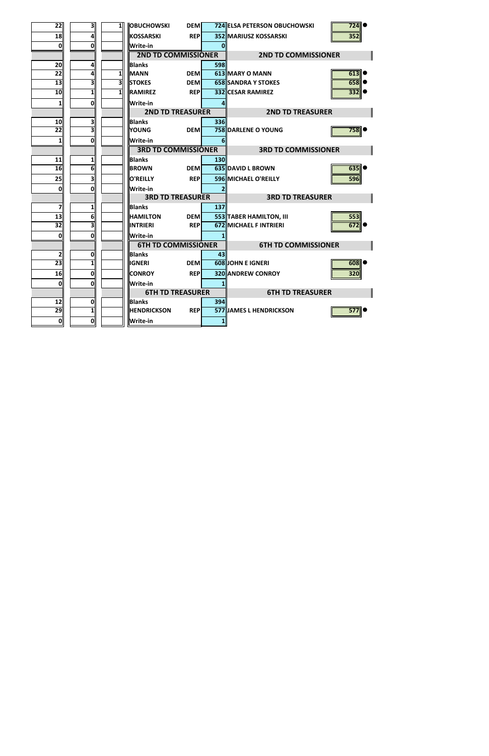| | | | | | | | | |
|---|---|---|---|---|---|---|---|---|
| 22 | 3 | 1 | OBUCHOWSKI | DEM | 724 | ELSA PETERSON OBUCHOWSKI | 724 | ● |
| 18 | 4 | | KOSSARSKI | REP | 352 | MARIUSZ KOSSARSKI | 352 | |
| 0 | 0 | | Write-in | | 0 | | | |
| | | | **2ND TD COMMISSIONER** | | | **2ND TD COMMISSIONER** | | |
| 20 | 4 | | Blanks | | 598 | | | |
| 22 | 4 | 1 | MANN | DEM | 613 | MARY O MANN | 613 | ● |
| 13 | 3 | 3 | STOKES | DEM | 658 | SANDRA Y STOKES | 658 | ● |
| 10 | 1 | 1 | RAMIREZ | REP | 332 | CESAR RAMIREZ | 332 | ● |
| 1 | 0 | | Write-in | | 4 | | | |
| | | | **2ND TD TREASURER** | | | **2ND TD TREASURER** | | |
| 10 | 3 | | Blanks | | 336 | | | |
| 22 | 3 | | YOUNG | DEM | 758 | DARLENE O YOUNG | 758 | ● |
| 1 | 0 | | Write-in | | 6 | | | |
| | | | **3RD TD COMMISSIONER** | | | **3RD TD COMMISSIONER** | | |
| 11 | 1 | | Blanks | | 130 | | | |
| 16 | 6 | | BROWN | DEM | 635 | DAVID L BROWN | 635 | ● |
| 25 | 3 | | O'REILLY | REP | 596 | MICHAEL O'REILLY | 596 | |
| 0 | 0 | | Write-in | | 2 | | | |
| | | | **3RD TD TREASURER** | | | **3RD TD TREASURER** | | |
| 7 | 1 | | Blanks | | 137 | | | |
| 13 | 6 | | HAMILTON | DEM | 553 | TABER HAMILTON, III | 553 | |
| 32 | 3 | | INTRIERI | REP | 672 | MICHAEL F INTRIERI | 672 | ● |
| 0 | 0 | | Write-in | | 1 | | | |
| | | | **6TH TD COMMISSIONER** | | | **6TH TD COMMISSIONER** | | |
| 2 | 0 | | Blanks | | 43 | | | |
| 23 | 1 | | IGNERI | DEM | 608 | JOHN E IGNERI | 608 | ● |
| 16 | 0 | | CONROY | REP | 320 | ANDREW CONROY | 320 | |
| 0 | 0 | | Write-in | | 1 | | | |
| | | | **6TH TD TREASURER** | | | **6TH TD TREASURER** | | |
| 12 | 0 | | Blanks | | 394 | | | |
| 29 | 1 | | HENDRICKSON | REP | 577 | JAMES L HENDRICKSON | 577 | ● |
| 0 | 0 | | Write-in | | 1 | | | |